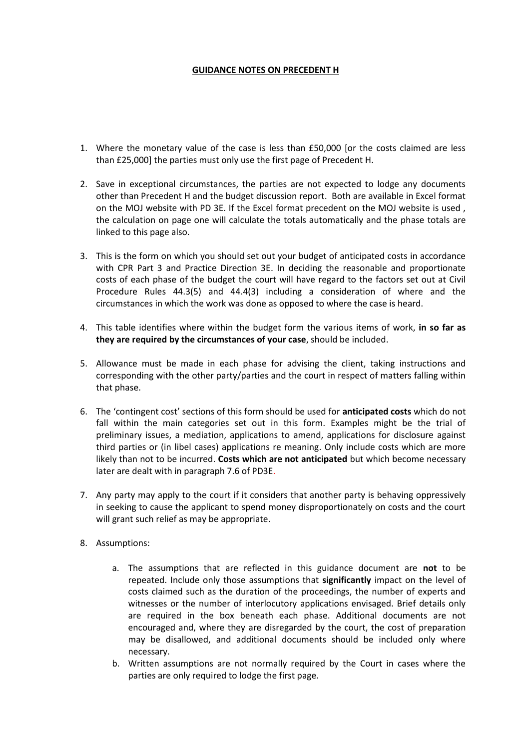# GUIDANCE NOTES ON PRECEDENT H

1. Where the monetary value of the case is less than £50,000 [or the costs claimed are less than £25,000] the parties must only use the first page of Precedent H.

2. Save in exceptional circumstances, the parties are not expected to lodge any documents other than Precedent H and the budget discussion report. Both are available in Excel format on the MOJ website with PD 3E. If the Excel format precedent on the MOJ website is used , the calculation on page one will calculate the totals automatically and the phase totals are linked to this page also.

3. This is the form on which you should set out your budget of anticipated costs in accordance with CPR Part 3 and Practice Direction 3E. In deciding the reasonable and proportionate costs of each phase of the budget the court will have regard to the factors set out at Civil Procedure Rules 44.3(5) and 44.4(3) including a consideration of where and the circumstances in which the work was done as opposed to where the case is heard.

4. This table identifies where within the budget form the various items of work, **in so far as they are required by the circumstances of your case**, should be included.

5. Allowance must be made in each phase for advising the client, taking instructions and corresponding with the other party/parties and the court in respect of matters falling within that phase.

6. The 'contingent cost' sections of this form should be used for **anticipated costs** which do not fall within the main categories set out in this form. Examples might be the trial of preliminary issues, a mediation, applications to amend, applications for disclosure against third parties or (in libel cases) applications re meaning. Only include costs which are more likely than not to be incurred. **Costs which are not anticipated** but which become necessary later are dealt with in paragraph 7.6 of PD3E.

7. Any party may apply to the court if it considers that another party is behaving oppressively in seeking to cause the applicant to spend money disproportionately on costs and the court will grant such relief as may be appropriate.

8. Assumptions:

    a. The assumptions that are reflected in this guidance document are **not** to be repeated. Include only those assumptions that **significantly** impact on the level of costs claimed such as the duration of the proceedings, the number of experts and witnesses or the number of interlocutory applications envisaged. Brief details only are required in the box beneath each phase. Additional documents are not encouraged and, where they are disregarded by the court, the cost of preparation may be disallowed, and additional documents should be included only where necessary.

    b. Written assumptions are not normally required by the Court in cases where the parties are only required to lodge the first page.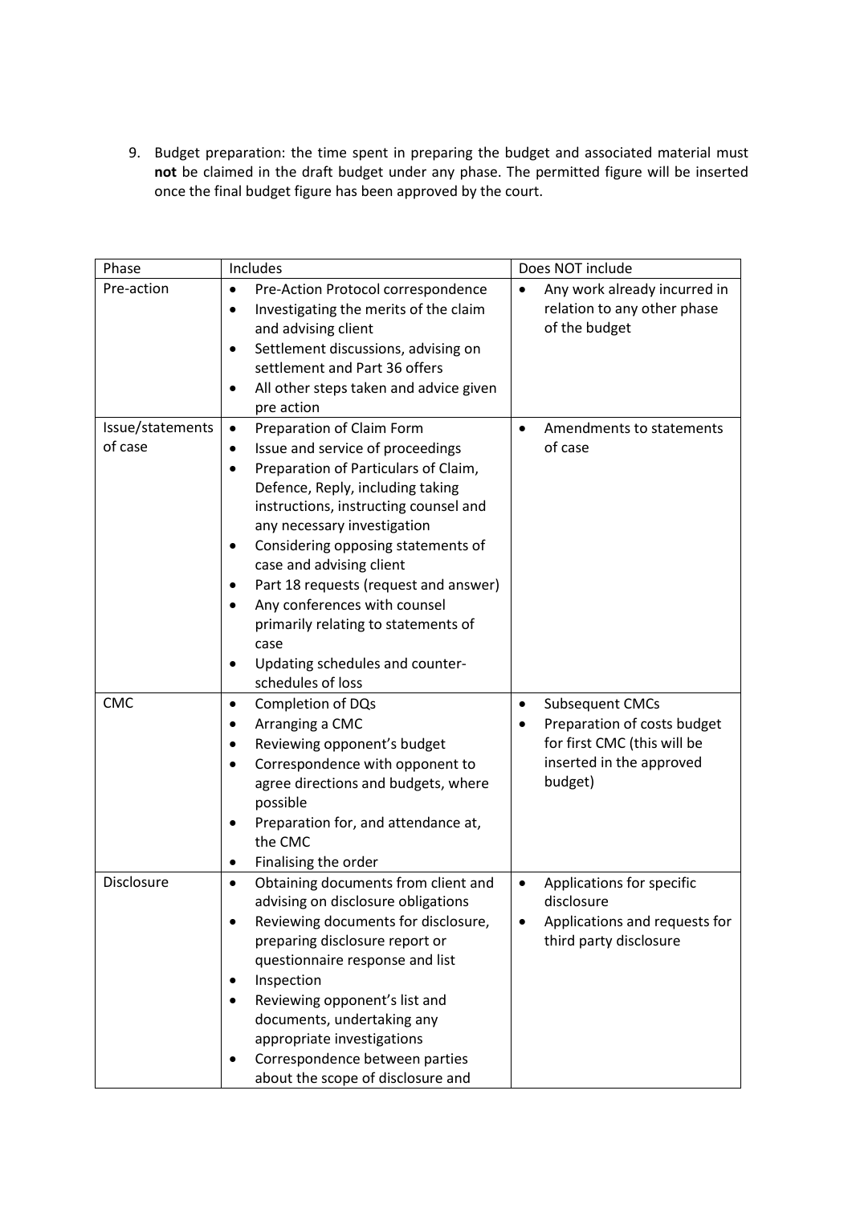9. Budget preparation: the time spent in preparing the budget and associated material must **not** be claimed in the draft budget under any phase. The permitted figure will be inserted once the final budget figure has been approved by the court.

| Phase | Includes | Does NOT include |
|---|---|---|
| Pre-action | • Pre-Action Protocol correspondence<br>• Investigating the merits of the claim and advising client<br>• Settlement discussions, advising on settlement and Part 36 offers<br>• All other steps taken and advice given pre action | • Any work already incurred in relation to any other phase of the budget |
| Issue/statements of case | • Preparation of Claim Form<br>• Issue and service of proceedings<br>• Preparation of Particulars of Claim, Defence, Reply, including taking instructions, instructing counsel and any necessary investigation<br>• Considering opposing statements of case and advising client<br>• Part 18 requests (request and answer)<br>• Any conferences with counsel primarily relating to statements of case<br>• Updating schedules and counter-schedules of loss | • Amendments to statements of case |
| CMC | • Completion of DQs<br>• Arranging a CMC<br>• Reviewing opponent's budget<br>• Correspondence with opponent to agree directions and budgets, where possible<br>• Preparation for, and attendance at, the CMC<br>• Finalising the order | • Subsequent CMCs<br>• Preparation of costs budget for first CMC (this will be inserted in the approved budget) |
| Disclosure | • Obtaining documents from client and advising on disclosure obligations<br>• Reviewing documents for disclosure, preparing disclosure report or questionnaire response and list<br>• Inspection<br>• Reviewing opponent's list and documents, undertaking any appropriate investigations<br>• Correspondence between parties about the scope of disclosure and | • Applications for specific disclosure<br>• Applications and requests for third party disclosure |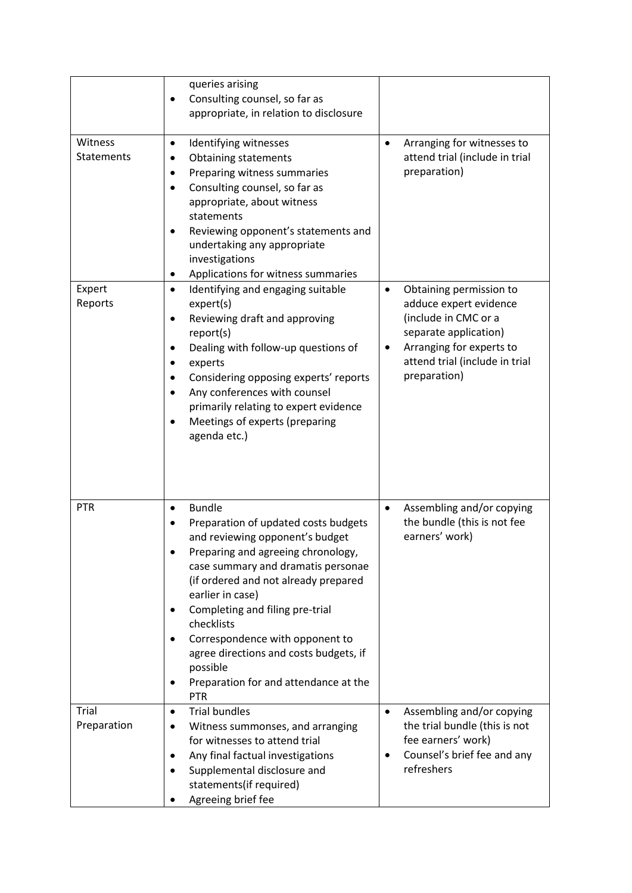| | | |
|---|---|---|
| | • queries arising<br>• Consulting counsel, so far as appropriate, in relation to disclosure | |
| Witness Statements | • Identifying witnesses<br>• Obtaining statements<br>• Preparing witness summaries<br>• Consulting counsel, so far as appropriate, about witness statements<br>• Reviewing opponent's statements and undertaking any appropriate investigations<br>• Applications for witness summaries | • Arranging for witnesses to attend trial (include in trial preparation) |
| Expert Reports | • Identifying and engaging suitable expert(s)<br>• Reviewing draft and approving report(s)<br>• Dealing with follow-up questions of<br>• experts<br>• Considering opposing experts' reports<br>• Any conferences with counsel primarily relating to expert evidence<br>• Meetings of experts (preparing agenda etc.) | • Obtaining permission to adduce expert evidence (include in CMC or a separate application)<br>• Arranging for experts to attend trial (include in trial preparation) |
| PTR | • Bundle<br>• Preparation of updated costs budgets and reviewing opponent's budget<br>• Preparing and agreeing chronology, case summary and dramatis personae (if ordered and not already prepared earlier in case)<br>• Completing and filing pre-trial checklists<br>• Correspondence with opponent to agree directions and costs budgets, if possible<br>• Preparation for and attendance at the PTR | • Assembling and/or copying the bundle (this is not fee earners' work) |
| Trial Preparation | • Trial bundles<br>• Witness summonses, and arranging for witnesses to attend trial<br>• Any final factual investigations<br>• Supplemental disclosure and statements(if required)<br>• Agreeing brief fee | • Assembling and/or copying the trial bundle (this is not fee earners' work)<br>• Counsel's brief fee and any refreshers |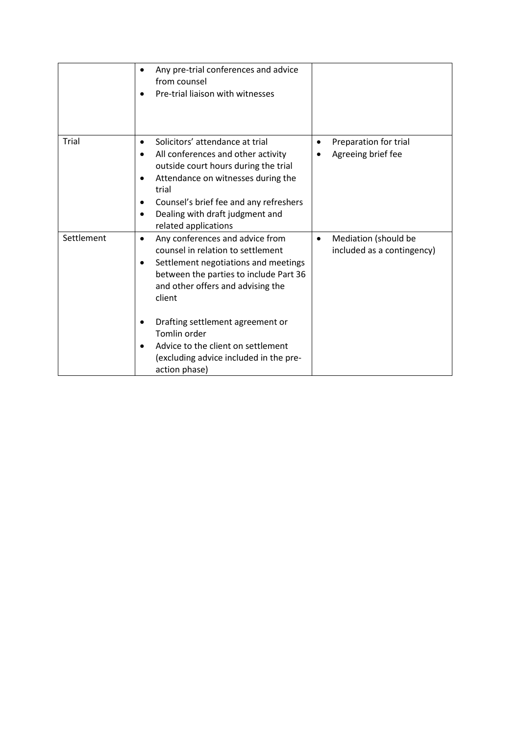| | | |
|---|---|---|
| | • Any pre-trial conferences and advice from counsel<br>• Pre-trial liaison with witnesses | |
| Trial | • Solicitors' attendance at trial<br>• All conferences and other activity outside court hours during the trial<br>• Attendance on witnesses during the trial<br>• Counsel's brief fee and any refreshers<br>• Dealing with draft judgment and related applications | • Preparation for trial<br>• Agreeing brief fee |
| Settlement | • Any conferences and advice from counsel in relation to settlement<br>• Settlement negotiations and meetings between the parties to include Part 36 and other offers and advising the client<br>• Drafting settlement agreement or Tomlin order<br>• Advice to the client on settlement (excluding advice included in the pre-action phase) | • Mediation (should be included as a contingency) |